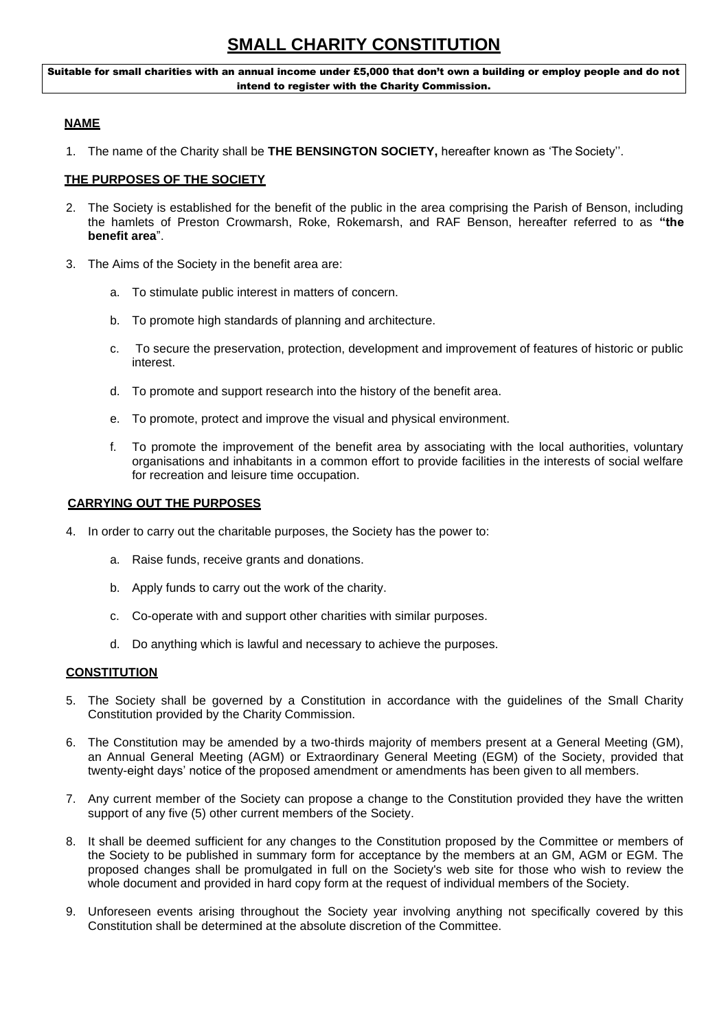# SMALL CHARITY CONSTITUTION

**Suitable for small charities with an annual income under £5,000 that don't own a building or employ people and do not intend to register with the Charity Commission.**

## NAME

1. The name of the Charity shall be **THE BENSINGTON SOCIETY,** hereafter known as 'The Society''.

## THE PURPOSES OF THE SOCIETY

2. The Society is established for the benefit of the public in the area comprising the Parish of Benson, including the hamlets of Preston Crowmarsh, Roke, Rokemarsh, and RAF Benson, hereafter referred to as **"the benefit area**".

3. The Aims of the Society in the benefit area are:

   a. To stimulate public interest in matters of concern.

   b. To promote high standards of planning and architecture.

   c. To secure the preservation, protection, development and improvement of features of historic or public interest.

   d. To promote and support research into the history of the benefit area.

   e. To promote, protect and improve the visual and physical environment.

   f. To promote the improvement of the benefit area by associating with the local authorities, voluntary organisations and inhabitants in a common effort to provide facilities in the interests of social welfare for recreation and leisure time occupation.

## CARRYING OUT THE PURPOSES

4. In order to carry out the charitable purposes, the Society has the power to:

   a. Raise funds, receive grants and donations.

   b. Apply funds to carry out the work of the charity.

   c. Co-operate with and support other charities with similar purposes.

   d. Do anything which is lawful and necessary to achieve the purposes.

## CONSTITUTION

5. The Society shall be governed by a Constitution in accordance with the guidelines of the Small Charity Constitution provided by the Charity Commission.

6. The Constitution may be amended by a two-thirds majority of members present at a General Meeting (GM), an Annual General Meeting (AGM) or Extraordinary General Meeting (EGM) of the Society, provided that twenty-eight days' notice of the proposed amendment or amendments has been given to all members.

7. Any current member of the Society can propose a change to the Constitution provided they have the written support of any five (5) other current members of the Society.

8. It shall be deemed sufficient for any changes to the Constitution proposed by the Committee or members of the Society to be published in summary form for acceptance by the members at an GM, AGM or EGM. The proposed changes shall be promulgated in full on the Society's web site for those who wish to review the whole document and provided in hard copy form at the request of individual members of the Society.

9. Unforeseen events arising throughout the Society year involving anything not specifically covered by this Constitution shall be determined at the absolute discretion of the Committee.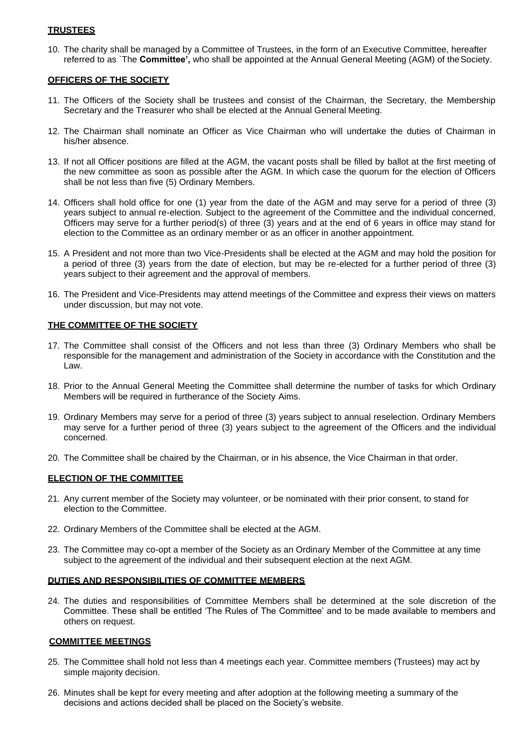## TRUSTEES

10. The charity shall be managed by a Committee of Trustees, in the form of an Executive Committee, hereafter referred to as `The **Committee',** who shall be appointed at the Annual General Meeting (AGM) of the Society.

## OFFICERS OF THE SOCIETY

11. The Officers of the Society shall be trustees and consist of the Chairman, the Secretary, the Membership Secretary and the Treasurer who shall be elected at the Annual General Meeting.

12. The Chairman shall nominate an Officer as Vice Chairman who will undertake the duties of Chairman in his/her absence.

13. If not all Officer positions are filled at the AGM, the vacant posts shall be filled by ballot at the first meeting of the new committee as soon as possible after the AGM. In which case the quorum for the election of Officers shall be not less than five (5) Ordinary Members.

14. Officers shall hold office for one (1) year from the date of the AGM and may serve for a period of three (3) years subject to annual re-election. Subject to the agreement of the Committee and the individual concerned, Officers may serve for a further period(s) of three (3) years and at the end of 6 years in office may stand for election to the Committee as an ordinary member or as an officer in another appointment.

15. A President and not more than two Vice-Presidents shall be elected at the AGM and may hold the position for a period of three (3) years from the date of election, but may be re-elected for a further period of three (3) years subject to their agreement and the approval of members.

16. The President and Vice-Presidents may attend meetings of the Committee and express their views on matters under discussion, but may not vote.

## THE COMMITTEE OF THE SOCIETY

17. The Committee shall consist of the Officers and not less than three (3) Ordinary Members who shall be responsible for the management and administration of the Society in accordance with the Constitution and the Law.

18. Prior to the Annual General Meeting the Committee shall determine the number of tasks for which Ordinary Members will be required in furtherance of the Society Aims.

19. Ordinary Members may serve for a period of three (3) years subject to annual reselection. Ordinary Members may serve for a further period of three (3) years subject to the agreement of the Officers and the individual concerned.

20. The Committee shall be chaired by the Chairman, or in his absence, the Vice Chairman in that order.

## ELECTION OF THE COMMITTEE

21. Any current member of the Society may volunteer, or be nominated with their prior consent, to stand for election to the Committee.

22. Ordinary Members of the Committee shall be elected at the AGM.

23. The Committee may co-opt a member of the Society as an Ordinary Member of the Committee at any time subject to the agreement of the individual and their subsequent election at the next AGM.

## DUTIES AND RESPONSIBILITIES OF COMMITTEE MEMBERS

24. The duties and responsibilities of Committee Members shall be determined at the sole discretion of the Committee. These shall be entitled 'The Rules of The Committee' and to be made available to members and others on request.

## COMMITTEE MEETINGS

25. The Committee shall hold not less than 4 meetings each year. Committee members (Trustees) may act by simple majority decision.

26. Minutes shall be kept for every meeting and after adoption at the following meeting a summary of the decisions and actions decided shall be placed on the Society's website.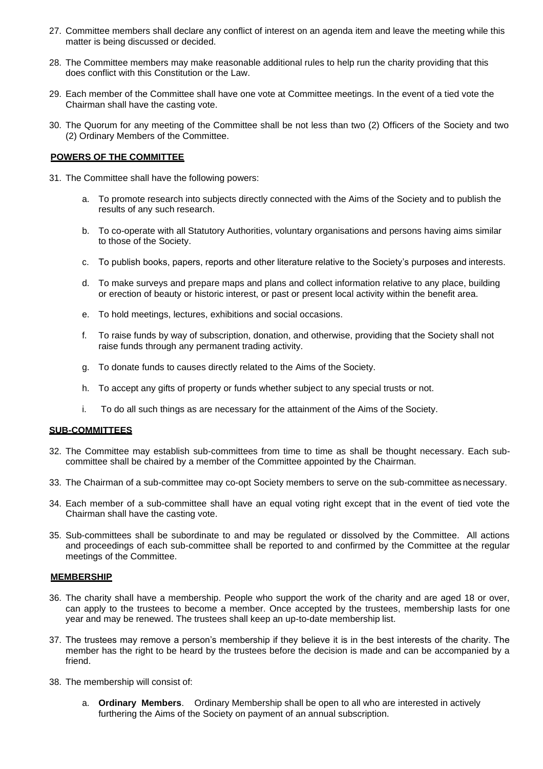27. Committee members shall declare any conflict of interest on an agenda item and leave the meeting while this matter is being discussed or decided.

28. The Committee members may make reasonable additional rules to help run the charity providing that this does conflict with this Constitution or the Law.

29. Each member of the Committee shall have one vote at Committee meetings. In the event of a tied vote the Chairman shall have the casting vote.

30. The Quorum for any meeting of the Committee shall be not less than two (2) Officers of the Society and two (2) Ordinary Members of the Committee.

**POWERS OF THE COMMITTEE**

31. The Committee shall have the following powers:

    a. To promote research into subjects directly connected with the Aims of the Society and to publish the results of any such research.

    b. To co-operate with all Statutory Authorities, voluntary organisations and persons having aims similar to those of the Society.

    c. To publish books, papers, reports and other literature relative to the Society's purposes and interests.

    d. To make surveys and prepare maps and plans and collect information relative to any place, building or erection of beauty or historic interest, or past or present local activity within the benefit area.

    e. To hold meetings, lectures, exhibitions and social occasions.

    f. To raise funds by way of subscription, donation, and otherwise, providing that the Society shall not raise funds through any permanent trading activity.

    g. To donate funds to causes directly related to the Aims of the Society.

    h. To accept any gifts of property or funds whether subject to any special trusts or not.

    i. To do all such things as are necessary for the attainment of the Aims of the Society.

**SUB-COMMITTEES**

32. The Committee may establish sub-committees from time to time as shall be thought necessary. Each sub-committee shall be chaired by a member of the Committee appointed by the Chairman.

33. The Chairman of a sub-committee may co-opt Society members to serve on the sub-committee as necessary.

34. Each member of a sub-committee shall have an equal voting right except that in the event of tied vote the Chairman shall have the casting vote.

35. Sub-committees shall be subordinate to and may be regulated or dissolved by the Committee. All actions and proceedings of each sub-committee shall be reported to and confirmed by the Committee at the regular meetings of the Committee.

**MEMBERSHIP**

36. The charity shall have a membership. People who support the work of the charity and are aged 18 or over, can apply to the trustees to become a member. Once accepted by the trustees, membership lasts for one year and may be renewed. The trustees shall keep an up-to-date membership list.

37. The trustees may remove a person's membership if they believe it is in the best interests of the charity. The member has the right to be heard by the trustees before the decision is made and can be accompanied by a friend.

38. The membership will consist of:

    a. **Ordinary Members**. Ordinary Membership shall be open to all who are interested in actively furthering the Aims of the Society on payment of an annual subscription.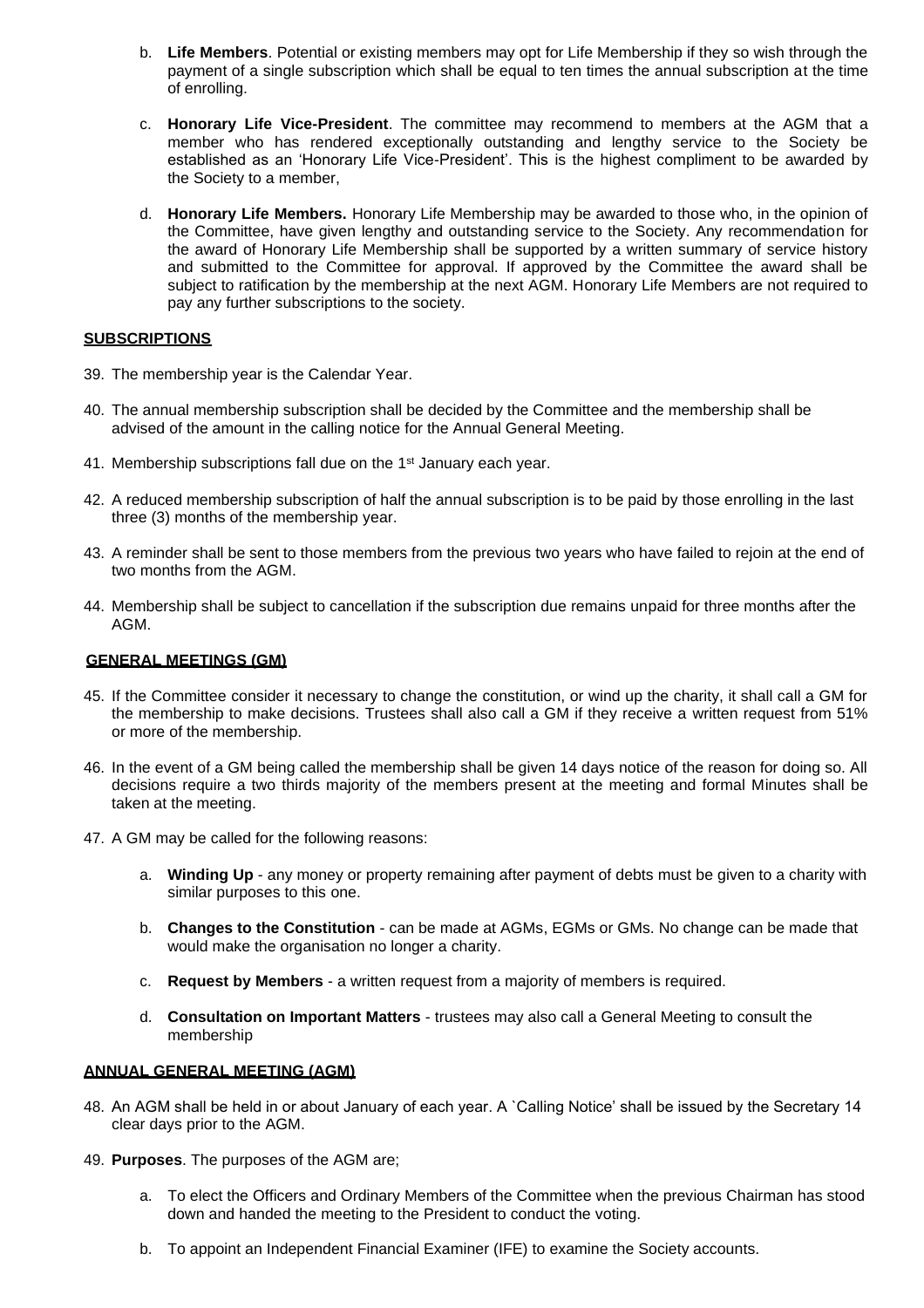b. **Life Members**. Potential or existing members may opt for Life Membership if they so wish through the payment of a single subscription which shall be equal to ten times the annual subscription at the time of enrolling.

c. **Honorary Life Vice-President**. The committee may recommend to members at the AGM that a member who has rendered exceptionally outstanding and lengthy service to the Society be established as an 'Honorary Life Vice-President'. This is the highest compliment to be awarded by the Society to a member,

d. **Honorary Life Members.** Honorary Life Membership may be awarded to those who, in the opinion of the Committee, have given lengthy and outstanding service to the Society. Any recommendation for the award of Honorary Life Membership shall be supported by a written summary of service history and submitted to the Committee for approval. If approved by the Committee the award shall be subject to ratification by the membership at the next AGM. Honorary Life Members are not required to pay any further subscriptions to the society.

## SUBSCRIPTIONS

39. The membership year is the Calendar Year.

40. The annual membership subscription shall be decided by the Committee and the membership shall be advised of the amount in the calling notice for the Annual General Meeting.

41. Membership subscriptions fall due on the 1st January each year.

42. A reduced membership subscription of half the annual subscription is to be paid by those enrolling in the last three (3) months of the membership year.

43. A reminder shall be sent to those members from the previous two years who have failed to rejoin at the end of two months from the AGM.

44. Membership shall be subject to cancellation if the subscription due remains unpaid for three months after the AGM.

## GENERAL MEETINGS (GM)

45. If the Committee consider it necessary to change the constitution, or wind up the charity, it shall call a GM for the membership to make decisions. Trustees shall also call a GM if they receive a written request from 51% or more of the membership.

46. In the event of a GM being called the membership shall be given 14 days notice of the reason for doing so. All decisions require a two thirds majority of the members present at the meeting and formal Minutes shall be taken at the meeting.

47. A GM may be called for the following reasons:

    a. **Winding Up** - any money or property remaining after payment of debts must be given to a charity with similar purposes to this one.

    b. **Changes to the Constitution** - can be made at AGMs, EGMs or GMs. No change can be made that would make the organisation no longer a charity.

    c. **Request by Members** - a written request from a majority of members is required.

    d. **Consultation on Important Matters** - trustees may also call a General Meeting to consult the membership

## ANNUAL GENERAL MEETING (AGM)

48. An AGM shall be held in or about January of each year. A `Calling Notice' shall be issued by the Secretary 14 clear days prior to the AGM.

49. **Purposes**. The purposes of the AGM are;

    a. To elect the Officers and Ordinary Members of the Committee when the previous Chairman has stood down and handed the meeting to the President to conduct the voting.

    b. To appoint an Independent Financial Examiner (IFE) to examine the Society accounts.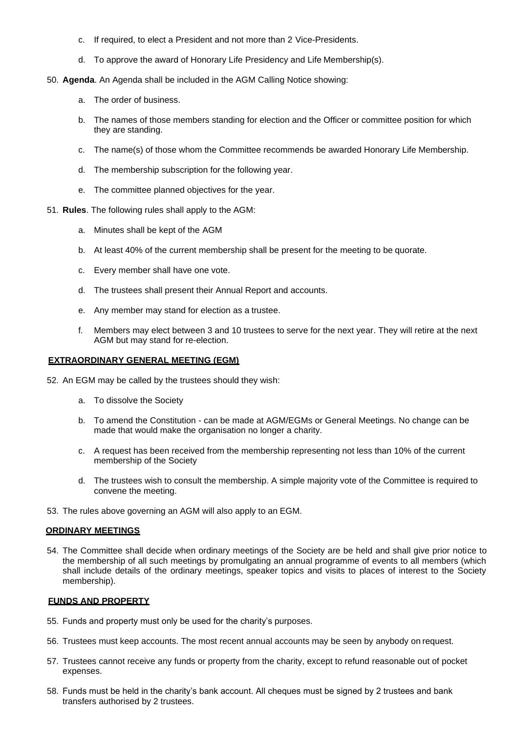c. If required, to elect a President and not more than 2 Vice-Presidents.

d. To approve the award of Honorary Life Presidency and Life Membership(s).

50. **Agenda**. An Agenda shall be included in the AGM Calling Notice showing:

 a. The order of business.

 b. The names of those members standing for election and the Officer or committee position for which they are standing.

 c. The name(s) of those whom the Committee recommends be awarded Honorary Life Membership.

 d. The membership subscription for the following year.

 e. The committee planned objectives for the year.

51. **Rules**. The following rules shall apply to the AGM:

 a. Minutes shall be kept of the AGM

 b. At least 40% of the current membership shall be present for the meeting to be quorate.

 c. Every member shall have one vote.

 d. The trustees shall present their Annual Report and accounts.

 e. Any member may stand for election as a trustee.

 f. Members may elect between 3 and 10 trustees to serve for the next year. They will retire at the next AGM but may stand for re-election.

## EXTRAORDINARY GENERAL MEETING (EGM)

52. An EGM may be called by the trustees should they wish:

 a. To dissolve the Society

 b. To amend the Constitution - can be made at AGM/EGMs or General Meetings. No change can be made that would make the organisation no longer a charity.

 c. A request has been received from the membership representing not less than 10% of the current membership of the Society

 d. The trustees wish to consult the membership. A simple majority vote of the Committee is required to convene the meeting.

53. The rules above governing an AGM will also apply to an EGM.

## ORDINARY MEETINGS

54. The Committee shall decide when ordinary meetings of the Society are be held and shall give prior notice to the membership of all such meetings by promulgating an annual programme of events to all members (which shall include details of the ordinary meetings, speaker topics and visits to places of interest to the Society membership).

## FUNDS AND PROPERTY

55. Funds and property must only be used for the charity's purposes.

56. Trustees must keep accounts. The most recent annual accounts may be seen by anybody on request.

57. Trustees cannot receive any funds or property from the charity, except to refund reasonable out of pocket expenses.

58. Funds must be held in the charity's bank account. All cheques must be signed by 2 trustees and bank transfers authorised by 2 trustees.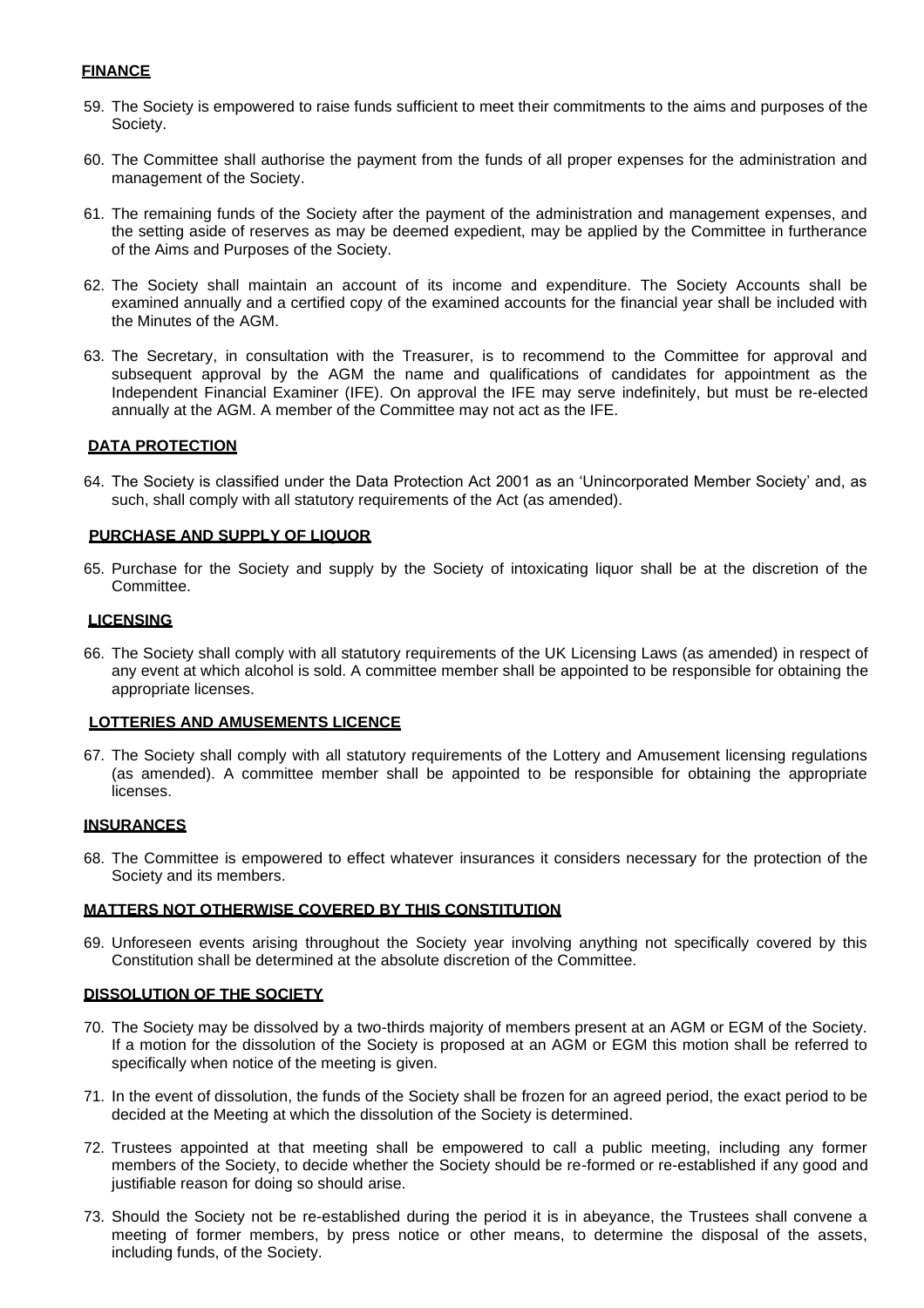## FINANCE

59. The Society is empowered to raise funds sufficient to meet their commitments to the aims and purposes of the Society.

60. The Committee shall authorise the payment from the funds of all proper expenses for the administration and management of the Society.

61. The remaining funds of the Society after the payment of the administration and management expenses, and the setting aside of reserves as may be deemed expedient, may be applied by the Committee in furtherance of the Aims and Purposes of the Society.

62. The Society shall maintain an account of its income and expenditure. The Society Accounts shall be examined annually and a certified copy of the examined accounts for the financial year shall be included with the Minutes of the AGM.

63. The Secretary, in consultation with the Treasurer, is to recommend to the Committee for approval and subsequent approval by the AGM the name and qualifications of candidates for appointment as the Independent Financial Examiner (IFE). On approval the IFE may serve indefinitely, but must be re-elected annually at the AGM. A member of the Committee may not act as the IFE.

## DATA PROTECTION

64. The Society is classified under the Data Protection Act 2001 as an 'Unincorporated Member Society' and, as such, shall comply with all statutory requirements of the Act (as amended).

## PURCHASE AND SUPPLY OF LIQUOR

65. Purchase for the Society and supply by the Society of intoxicating liquor shall be at the discretion of the Committee.

## LICENSING

66. The Society shall comply with all statutory requirements of the UK Licensing Laws (as amended) in respect of any event at which alcohol is sold. A committee member shall be appointed to be responsible for obtaining the appropriate licenses.

## LOTTERIES AND AMUSEMENTS LICENCE

67. The Society shall comply with all statutory requirements of the Lottery and Amusement licensing regulations (as amended). A committee member shall be appointed to be responsible for obtaining the appropriate licenses.

## INSURANCES

68. The Committee is empowered to effect whatever insurances it considers necessary for the protection of the Society and its members.

## MATTERS NOT OTHERWISE COVERED BY THIS CONSTITUTION

69. Unforeseen events arising throughout the Society year involving anything not specifically covered by this Constitution shall be determined at the absolute discretion of the Committee.

## DISSOLUTION OF THE SOCIETY

70. The Society may be dissolved by a two-thirds majority of members present at an AGM or EGM of the Society. If a motion for the dissolution of the Society is proposed at an AGM or EGM this motion shall be referred to specifically when notice of the meeting is given.

71. In the event of dissolution, the funds of the Society shall be frozen for an agreed period, the exact period to be decided at the Meeting at which the dissolution of the Society is determined.

72. Trustees appointed at that meeting shall be empowered to call a public meeting, including any former members of the Society, to decide whether the Society should be re-formed or re-established if any good and justifiable reason for doing so should arise.

73. Should the Society not be re-established during the period it is in abeyance, the Trustees shall convene a meeting of former members, by press notice or other means, to determine the disposal of the assets, including funds, of the Society.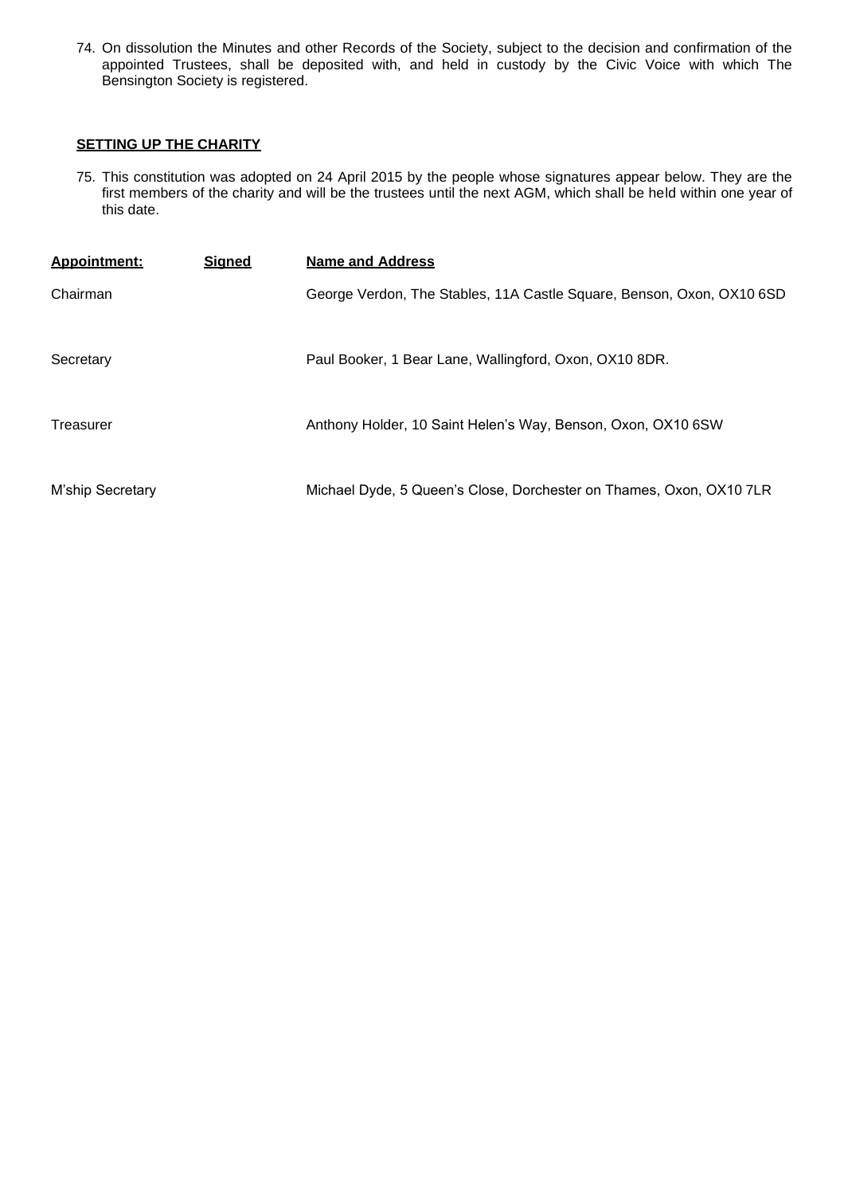74. On dissolution the Minutes and other Records of the Society, subject to the decision and confirmation of the appointed Trustees, shall be deposited with, and held in custody by the Civic Voice with which The Bensington Society is registered.

**SETTING UP THE CHARITY**

75. This constitution was adopted on 24 April 2015 by the people whose signatures appear below. They are the first members of the charity and will be the trustees until the next AGM, which shall be held within one year of this date.

| **Appointment:** | **Signed** | **Name and Address** |
|---|---|---|
| Chairman | | George Verdon, The Stables, 11A Castle Square, Benson, Oxon, OX10 6SD |
| Secretary | | Paul Booker, 1 Bear Lane, Wallingford, Oxon, OX10 8DR. |
| Treasurer | | Anthony Holder, 10 Saint Helen's Way, Benson, Oxon, OX10 6SW |
| M'ship Secretary | | Michael Dyde, 5 Queen's Close, Dorchester on Thames, Oxon, OX10 7LR |